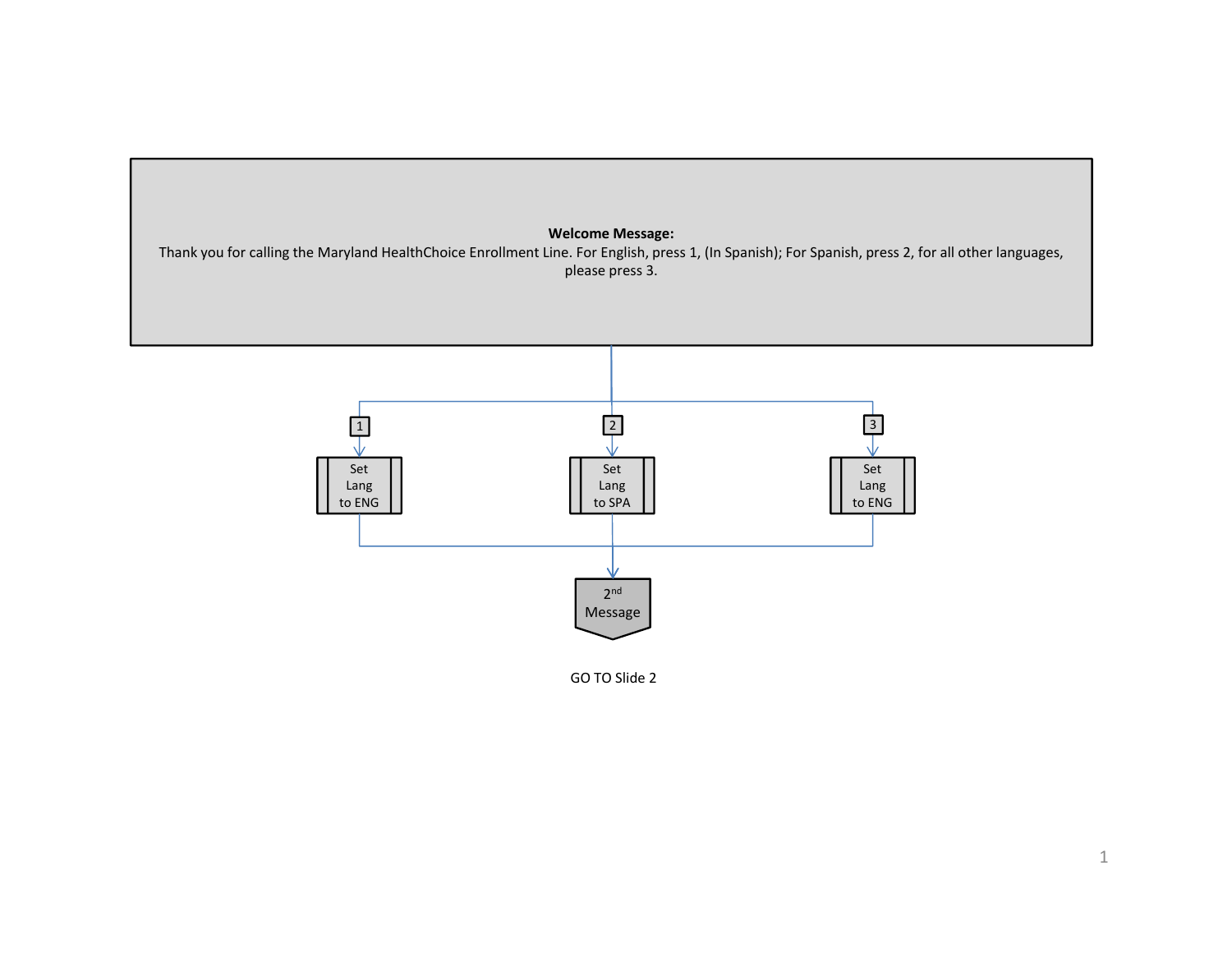**Welcome Message:**
Thank you for calling the Maryland HealthChoice Enrollment Line. For English, press 1, (In Spanish); For Spanish, press 2, for all other languages, please press 3.

1 → Set Lang to ENG

2 → Set Lang to SPA

3 → Set Lang to ENG

2nd Message

GO TO Slide 2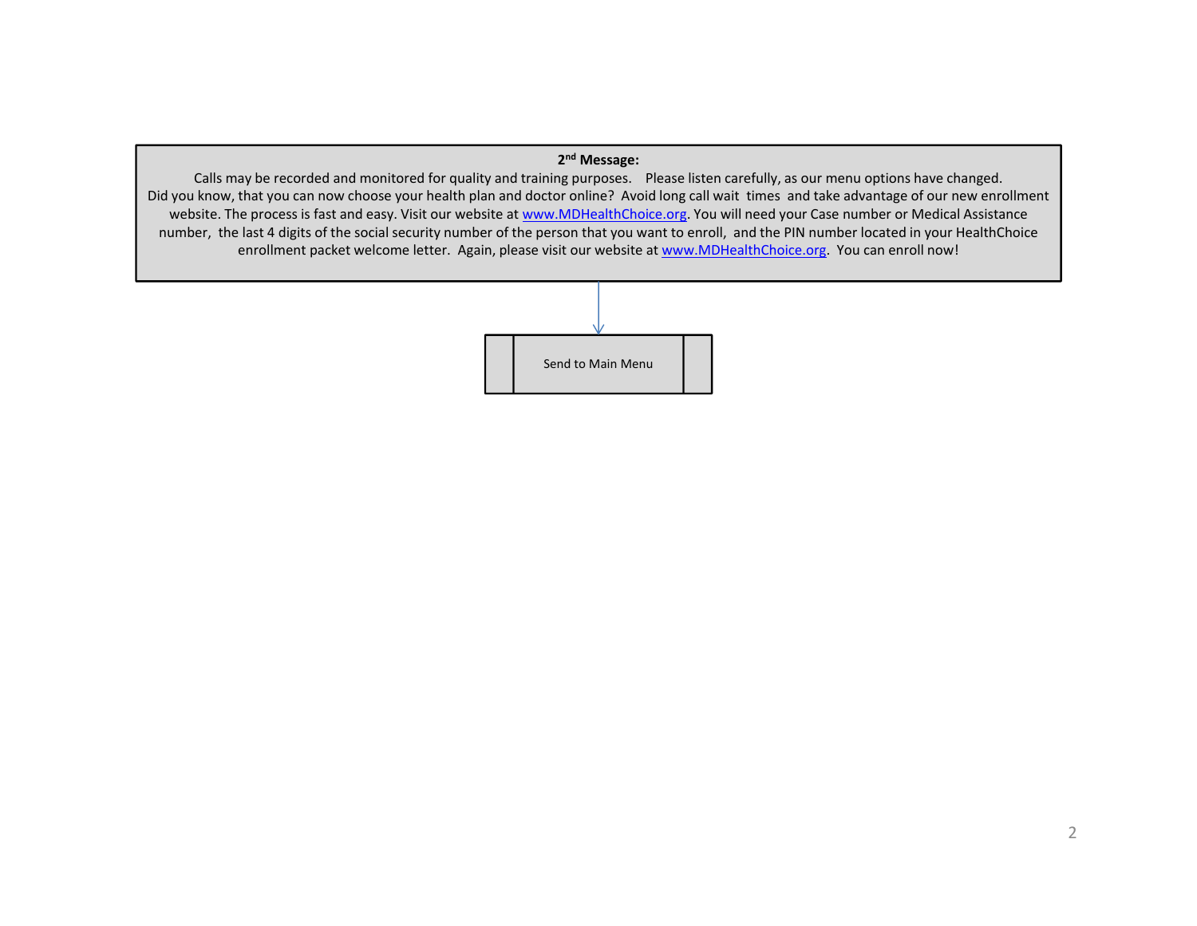**2nd Message:**

Calls may be recorded and monitored for quality and training purposes. Please listen carefully, as our menu options have changed. Did you know, that you can now choose your health plan and doctor online? Avoid long call wait times and take advantage of our new enrollment website. The process is fast and easy. Visit our website at www.MDHealthChoice.org. You will need your Case number or Medical Assistance number, the last 4 digits of the social security number of the person that you want to enroll, and the PIN number located in your HealthChoice enrollment packet welcome letter. Again, please visit our website at www.MDHealthChoice.org. You can enroll now!

↓

Send to Main Menu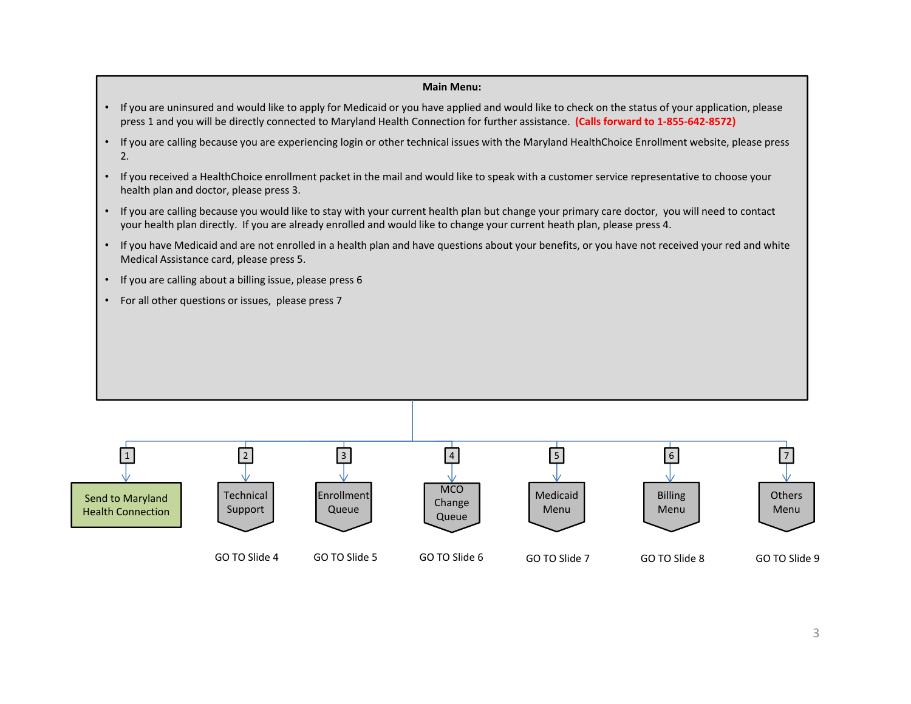**Main Menu:**

- If you are uninsured and would like to apply for Medicaid or you have applied and would like to check on the status of your application, please press 1 and you will be directly connected to Maryland Health Connection for further assistance. **(Calls forward to 1-855-642-8572)**
- If you are calling because you are experiencing login or other technical issues with the Maryland HealthChoice Enrollment website, please press 2.
- If you received a HealthChoice enrollment packet in the mail and would like to speak with a customer service representative to choose your health plan and doctor, please press 3.
- If you are calling because you would like to stay with your current health plan but change your primary care doctor, you will need to contact your health plan directly. If you are already enrolled and would like to change your current heath plan, please press 4.
- If you have Medicaid and are not enrolled in a health plan and have questions about your benefits, or you have not received your red and white Medical Assistance card, please press 5.
- If you are calling about a billing issue, please press 6
- For all other questions or issues, please press 7

| Option | Destination | Next |
| --- | --- | --- |
| 1 | Send to Maryland Health Connection | |
| 2 | Technical Support | GO TO Slide 4 |
| 3 | Enrollment Queue | GO TO Slide 5 |
| 4 | MCO Change Queue | GO TO Slide 6 |
| 5 | Medicaid Menu | GO TO Slide 7 |
| 6 | Billing Menu | GO TO Slide 8 |
| 7 | Others Menu | GO TO Slide 9 |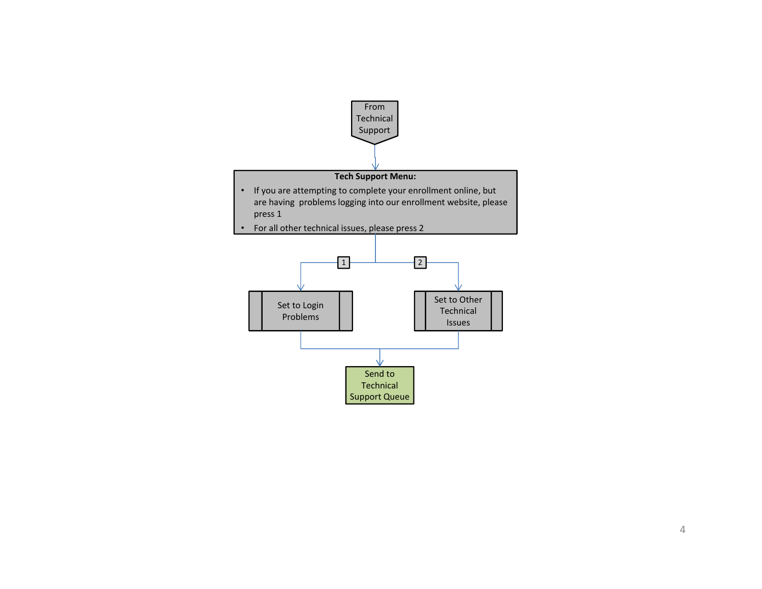From Technical Support

**Tech Support Menu:**

- If you are attempting to complete your enrollment online, but are having problems logging into our enrollment website, please press 1
- For all other technical issues, please press 2

1 → Set to Login Problems

2 → Set to Other Technical Issues

Send to Technical Support Queue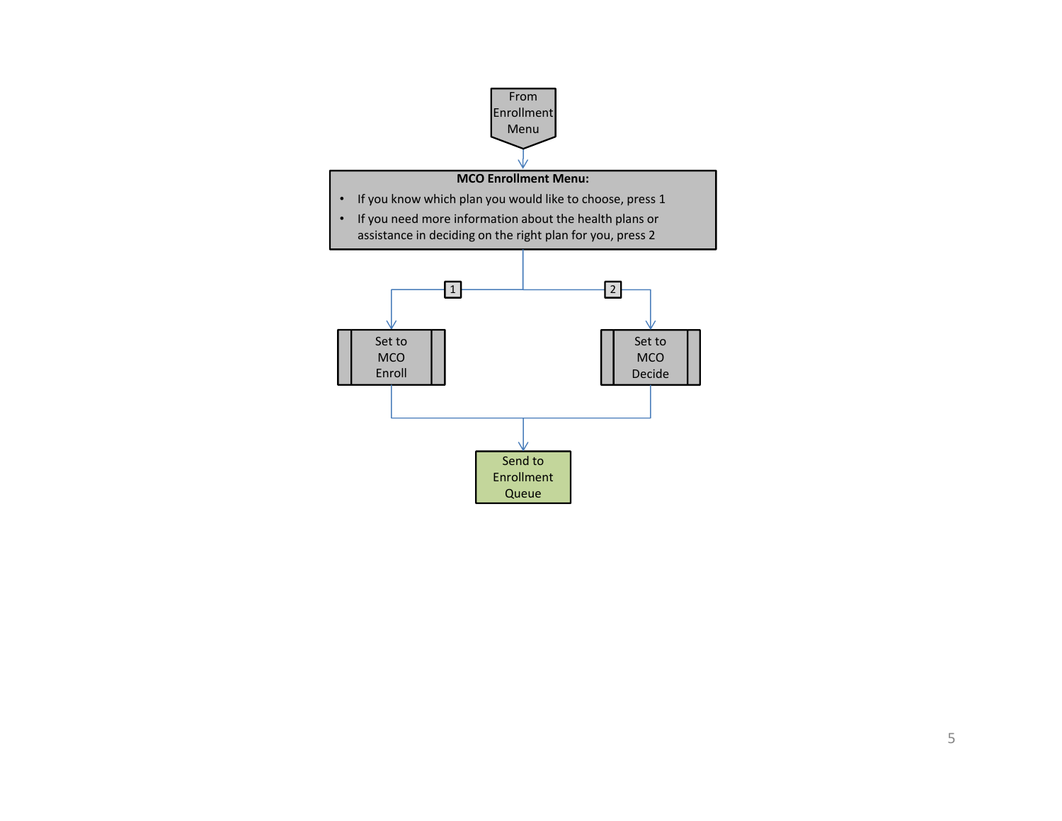From Enrollment Menu

**MCO Enrollment Menu:**

- If you know which plan you would like to choose, press 1
- If you need more information about the health plans or assistance in deciding on the right plan for you, press 2

1 → Set to MCO Enroll

2 → Set to MCO Decide

Send to Enrollment Queue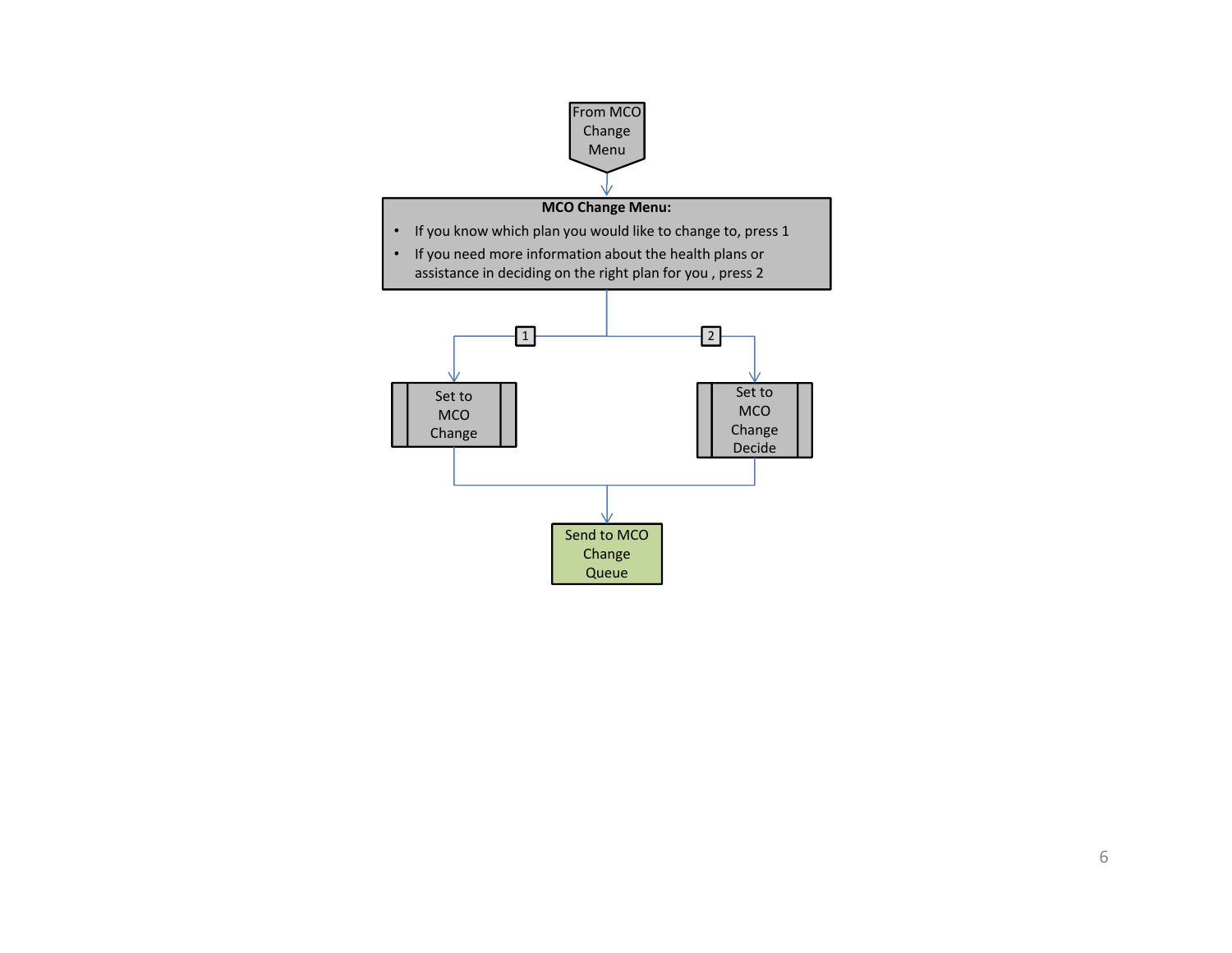From MCO Change Menu

**MCO Change Menu:**

- If you know which plan you would like to change to, press 1
- If you need more information about the health plans or assistance in deciding on the right plan for you , press 2

1 → Set to MCO Change

2 → Set to MCO Change Decide

Send to MCO Change Queue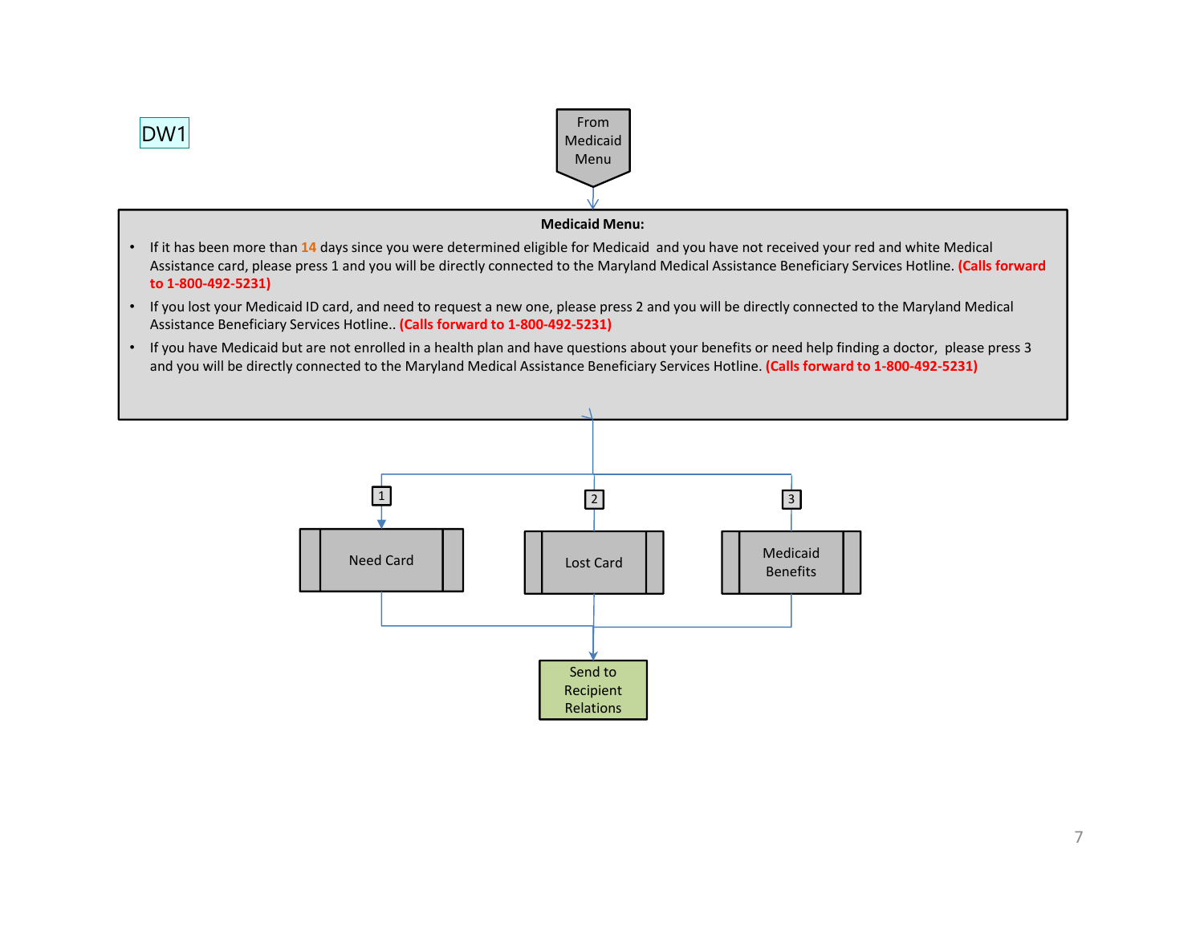DW1

From Medicaid Menu

**Medicaid Menu:**

- If it has been more than 14 days since you were determined eligible for Medicaid and you have not received your red and white Medical Assistance card, please press 1 and you will be directly connected to the Maryland Medical Assistance Beneficiary Services Hotline. **(Calls forward to 1-800-492-5231)**
- If you lost your Medicaid ID card, and need to request a new one, please press 2 and you will be directly connected to the Maryland Medical Assistance Beneficiary Services Hotline.. **(Calls forward to 1-800-492-5231)**
- If you have Medicaid but are not enrolled in a health plan and have questions about your benefits or need help finding a doctor, please press 3 and you will be directly connected to the Maryland Medical Assistance Beneficiary Services Hotline. **(Calls forward to 1-800-492-5231)**

1 — Need Card

2 — Lost Card

3 — Medicaid Benefits

Send to Recipient Relations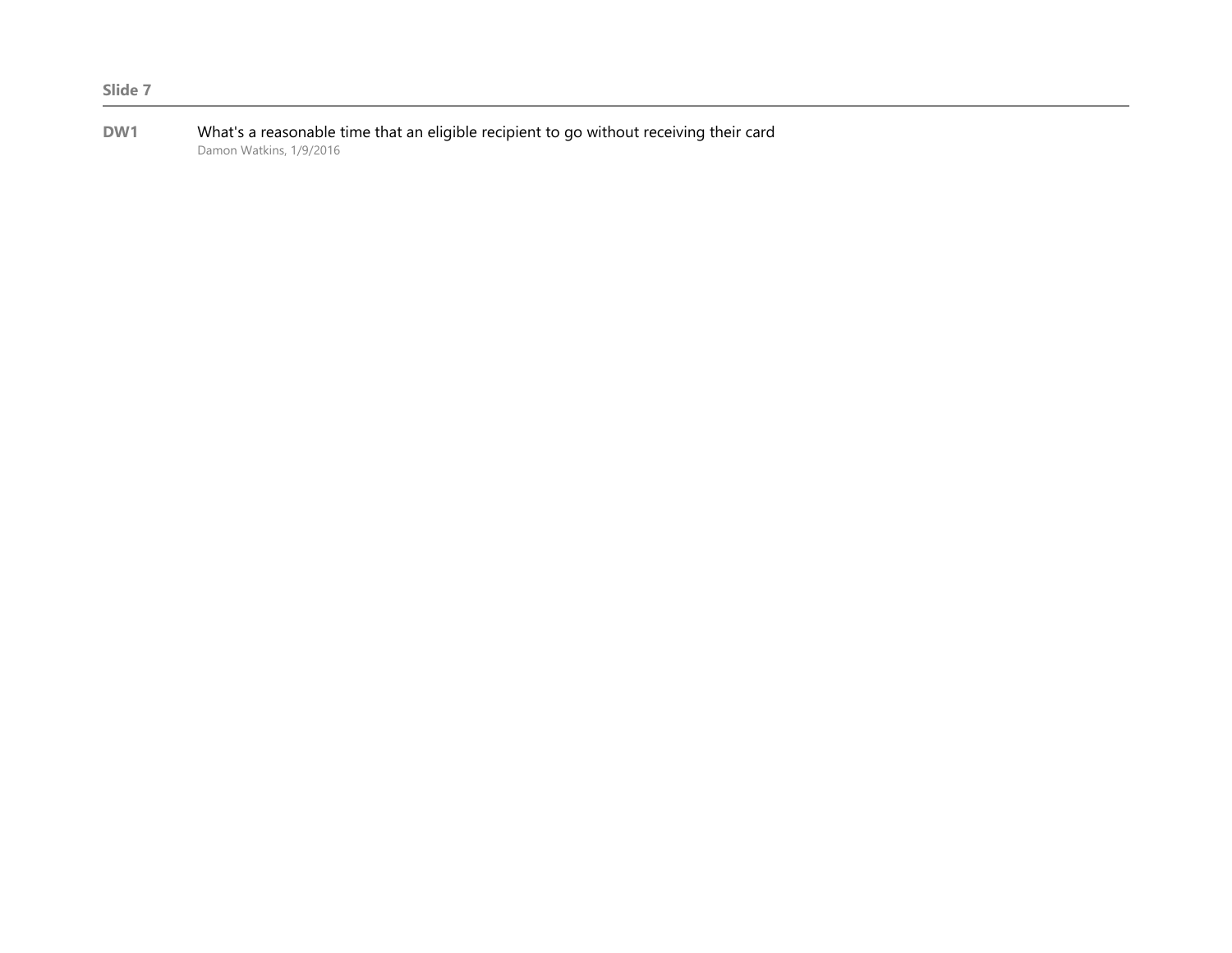**Slide 7**

---

**DW1** What's a reasonable time that an eligible recipient to go without receiving their card

Damon Watkins, 1/9/2016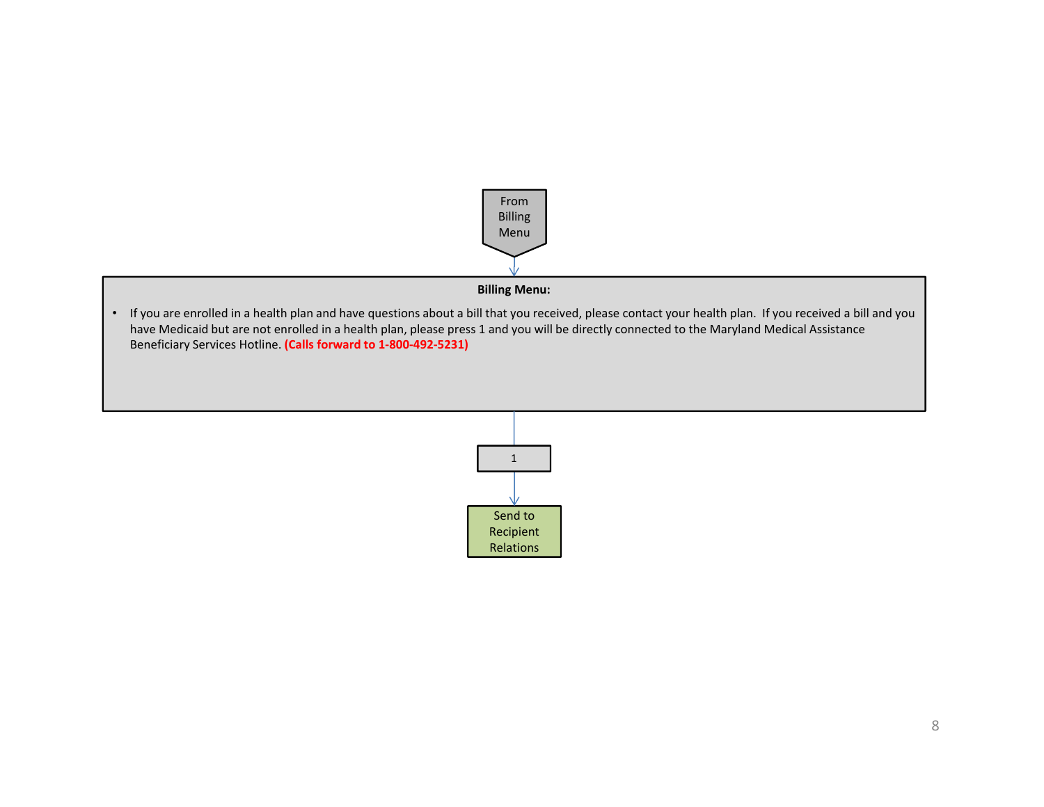From Billing Menu

**Billing Menu:**

- If you are enrolled in a health plan and have questions about a bill that you received, please contact your health plan. If you received a bill and you have Medicaid but are not enrolled in a health plan, please press 1 and you will be directly connected to the Maryland Medical Assistance Beneficiary Services Hotline. **(Calls forward to 1-800-492-5231)**

1

Send to Recipient Relations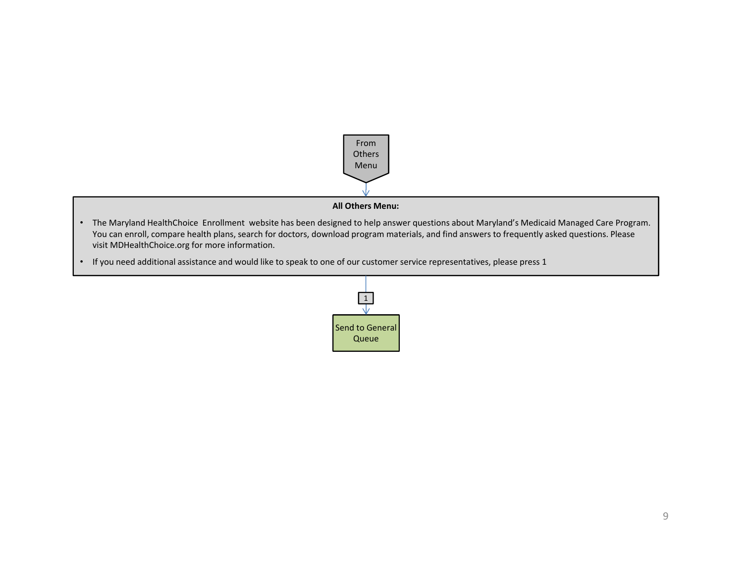From Others Menu

**All Others Menu:**

- The Maryland HealthChoice Enrollment website has been designed to help answer questions about Maryland's Medicaid Managed Care Program. You can enroll, compare health plans, search for doctors, download program materials, and find answers to frequently asked questions. Please visit MDHealthChoice.org for more information.
- If you need additional assistance and would like to speak to one of our customer service representatives, please press 1

1

Send to General Queue